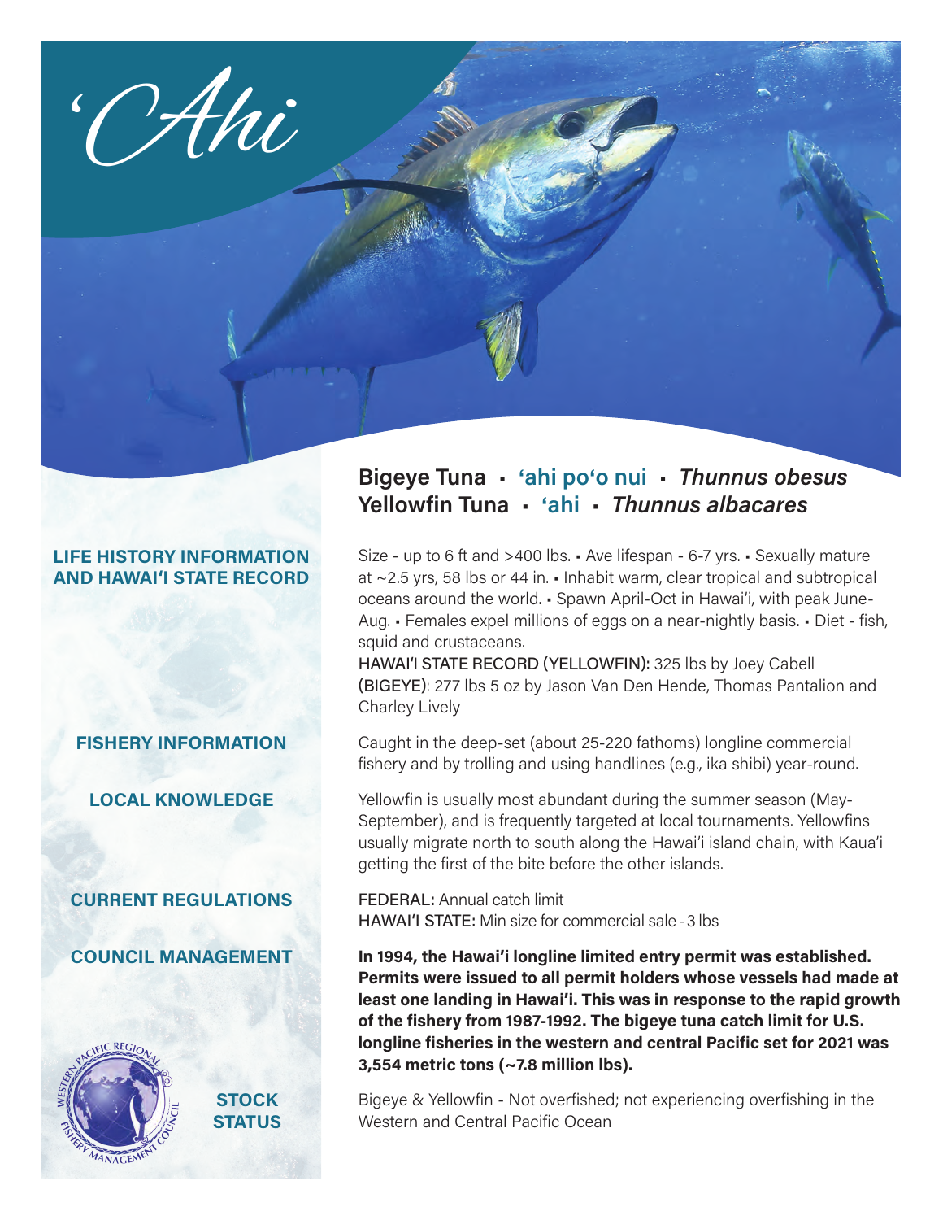# ʻAhi

## Bigeye Tuna ▪ ʻahi poʻo nui ▪ *Thunnus obesus*
## Yellowfin Tuna ▪ ʻahi ▪ *Thunnus albacares*

### LIFE HISTORY INFORMATION AND HAWAIʻI STATE RECORD

Size - up to 6 ft and >400 lbs. ▪ Ave lifespan - 6-7 yrs. ▪ Sexually mature at ~2.5 yrs, 58 lbs or 44 in. ▪ Inhabit warm, clear tropical and subtropical oceans around the world. ▪ Spawn April-Oct in Hawaiʻi, with peak June-Aug. ▪ Females expel millions of eggs on a near-nightly basis. ▪ Diet - fish, squid and crustaceans.

HAWAIʻI STATE RECORD (YELLOWFIN): 325 lbs by Joey Cabell
(BIGEYE): 277 lbs 5 oz by Jason Van Den Hende, Thomas Pantalion and Charley Lively

### FISHERY INFORMATION

Caught in the deep-set (about 25-220 fathoms) longline commercial fishery and by trolling and using handlines (e.g., ika shibi) year-round.

### LOCAL KNOWLEDGE

Yellowfin is usually most abundant during the summer season (May-September), and is frequently targeted at local tournaments. Yellowfins usually migrate north to south along the Hawaiʻi island chain, with Kauaʻi getting the first of the bite before the other islands.

### CURRENT REGULATIONS

FEDERAL: Annual catch limit
HAWAIʻI STATE: Min size for commercial sale - 3 lbs

### COUNCIL MANAGEMENT

**In 1994, the Hawaiʻi longline limited entry permit was established. Permits were issued to all permit holders whose vessels had made at least one landing in Hawaiʻi. This was in response to the rapid growth of the fishery from 1987-1992. The bigeye tuna catch limit for U.S. longline fisheries in the western and central Pacific set for 2021 was 3,554 metric tons (~7.8 million lbs).**

### STOCK STATUS

Bigeye & Yellowfin - Not overfished; not experiencing overfishing in the Western and Central Pacific Ocean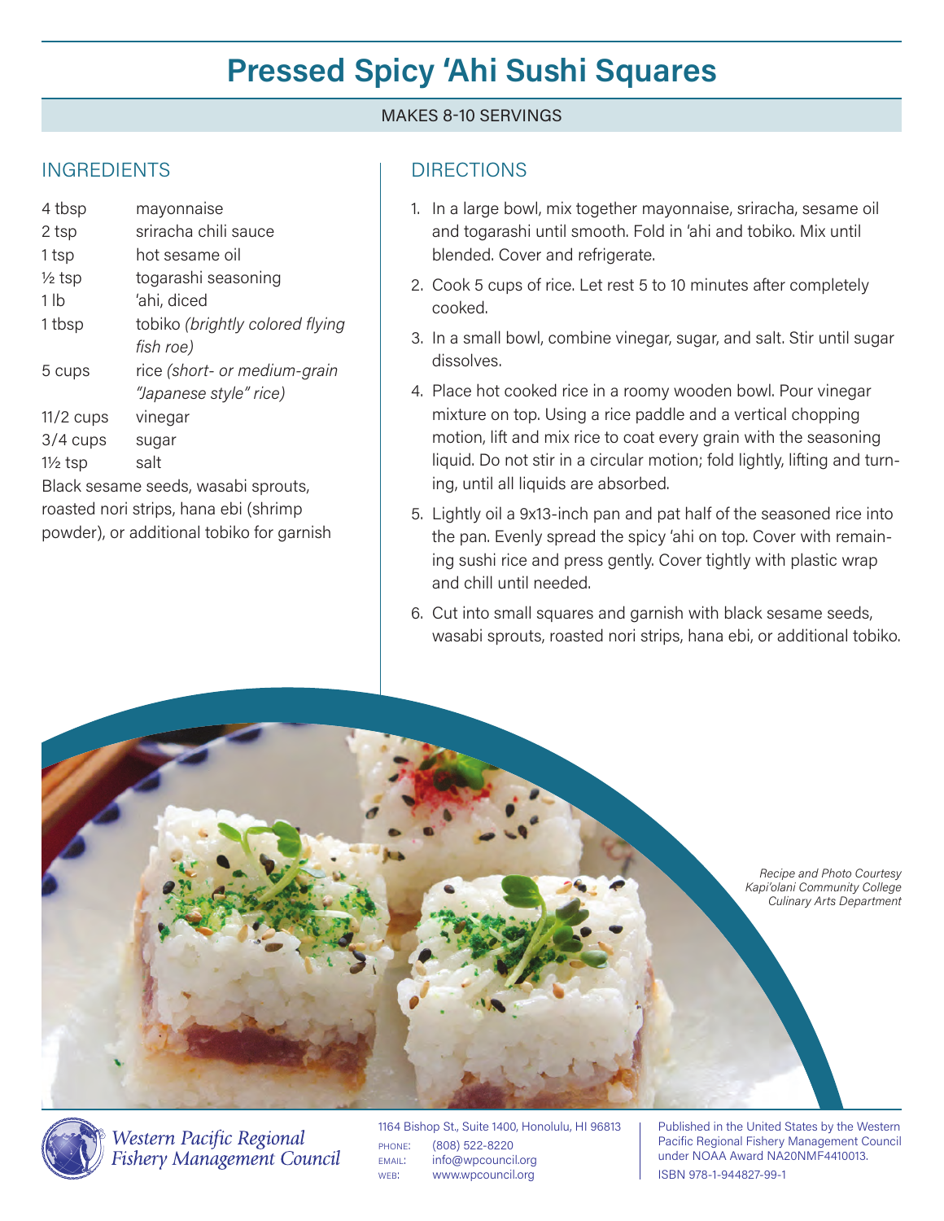# Pressed Spicy 'Ahi Sushi Squares

MAKES 8-10 SERVINGS

## INGREDIENTS

| | |
|---|---|
| 4 tbsp | mayonnaise |
| 2 tsp | sriracha chili sauce |
| 1 tsp | hot sesame oil |
| ½ tsp | togarashi seasoning |
| 1 lb | 'ahi, diced |
| 1 tbsp | tobiko *(brightly colored flying fish roe)* |
| 5 cups | rice *(short- or medium-grain "Japanese style" rice)* |
| 11/2 cups | vinegar |
| 3/4 cups | sugar |
| 1½ tsp | salt |

Black sesame seeds, wasabi sprouts, roasted nori strips, hana ebi (shrimp powder), or additional tobiko for garnish

## DIRECTIONS

1. In a large bowl, mix together mayonnaise, sriracha, sesame oil and togarashi until smooth. Fold in 'ahi and tobiko. Mix until blended. Cover and refrigerate.
2. Cook 5 cups of rice. Let rest 5 to 10 minutes after completely cooked.
3. In a small bowl, combine vinegar, sugar, and salt. Stir until sugar dissolves.
4. Place hot cooked rice in a roomy wooden bowl. Pour vinegar mixture on top. Using a rice paddle and a vertical chopping motion, lift and mix rice to coat every grain with the seasoning liquid. Do not stir in a circular motion; fold lightly, lifting and turning, until all liquids are absorbed.
5. Lightly oil a 9x13-inch pan and pat half of the seasoned rice into the pan. Evenly spread the spicy 'ahi on top. Cover with remaining sushi rice and press gently. Cover tightly with plastic wrap and chill until needed.
6. Cut into small squares and garnish with black sesame seeds, wasabi sprouts, roasted nori strips, hana ebi, or additional tobiko.

*Recipe and Photo Courtesy Kapi'olani Community College Culinary Arts Department*

Western Pacific Regional Fishery Management Council

1164 Bishop St., Suite 1400, Honolulu, HI 96813
PHONE: (808) 522-8220
EMAIL: info@wpcouncil.org
WEB: www.wpcouncil.org

Published in the United States by the Western Pacific Regional Fishery Management Council under NOAA Award NA20NMF4410013.
ISBN 978-1-944827-99-1